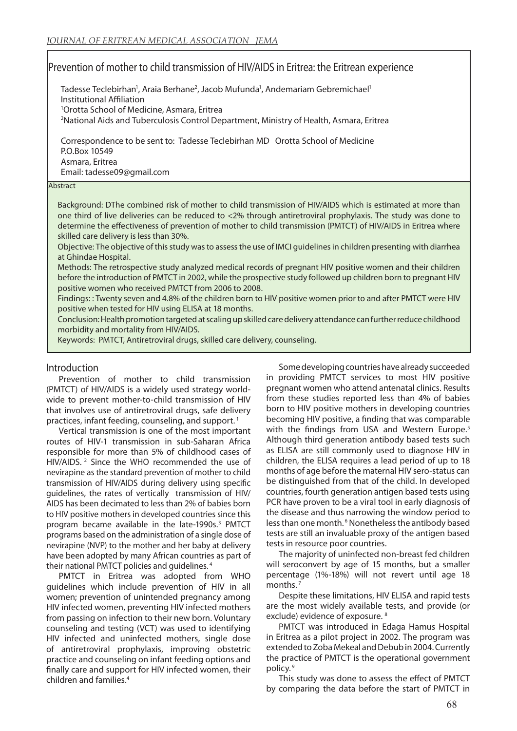# Prevention of mother to child transmission of HIV/AIDS in Eritrea: the Eritrean experience

Tadesse Teclebirhan[1], Araia Berhane[2], Jacob Mufunda[1], Andemariam Gebremichael[1]

Institutional Affiliation

[1]Orotta School of Medicine, Asmara, Eritrea

[2]National Aids and Tuberculosis Control Department, Ministry of Health, Asmara, Eritrea

Correspondence to be sent to: Tadesse Teclebirhan MD Orotta School of Medicine
P.O.Box 10549
Asmara, Eritrea
Email: tadesse09@gmail.com

## Abstract

Background: DThe combined risk of mother to child transmission of HIV/AIDS which is estimated at more than one third of live deliveries can be reduced to <2% through antiretroviral prophylaxis. The study was done to determine the effectiveness of prevention of mother to child transmission (PMTCT) of HIV/AIDS in Eritrea where skilled care delivery is less than 30%.

Objective: The objective of this study was to assess the use of IMCI guidelines in children presenting with diarrhea at Ghindae Hospital.

Methods: The retrospective study analyzed medical records of pregnant HIV positive women and their children before the introduction of PMTCT in 2002, while the prospective study followed up children born to pregnant HIV positive women who received PMTCT from 2006 to 2008.

Findings: : Twenty seven and 4.8% of the children born to HIV positive women prior to and after PMTCT were HIV positive when tested for HIV using ELISA at 18 months.

Conclusion: Health promotion targeted at scaling up skilled care delivery attendance can further reduce childhood morbidity and mortality from HIV/AIDS.

Keywords: PMTCT, Antiretroviral drugs, skilled care delivery, counseling.

## Introduction

Prevention of mother to child transmission (PMTCT) of HIV/AIDS is a widely used strategy world-wide to prevent mother-to-child transmission of HIV that involves use of antiretroviral drugs, safe delivery practices, infant feeding, counseling, and support. [1]

Vertical transmission is one of the most important routes of HIV-1 transmission in sub-Saharan Africa responsible for more than 5% of childhood cases of HIV/AIDS. [2] Since the WHO recommended the use of nevirapine as the standard prevention of mother to child transmission of HIV/AIDS during delivery using specific guidelines, the rates of vertically transmission of HIV/AIDS has been decimated to less than 2% of babies born to HIV positive mothers in developed countries since this program became available in the late-1990s.[3] PMTCT programs based on the administration of a single dose of nevirapine (NVP) to the mother and her baby at delivery have been adopted by many African countries as part of their national PMTCT policies and guidelines. [4]

PMTCT in Eritrea was adopted from WHO guidelines which include prevention of HIV in all women; prevention of unintended pregnancy among HIV infected women, preventing HIV infected mothers from passing on infection to their new born. Voluntary counseling and testing (VCT) was used to identifying HIV infected and uninfected mothers, single dose of antiretroviral prophylaxis, improving obstetric practice and counseling on infant feeding options and finally care and support for HIV infected women, their children and families.[4]

Some developing countries have already succeeded in providing PMTCT services to most HIV positive pregnant women who attend antenatal clinics. Results from these studies reported less than 4% of babies born to HIV positive mothers in developing countries becoming HIV positive, a finding that was comparable with the findings from USA and Western Europe.[5] Although third generation antibody based tests such as ELISA are still commonly used to diagnose HIV in children, the ELISA requires a lead period of up to 18 months of age before the maternal HIV sero-status can be distinguished from that of the child. In developed countries, fourth generation antigen based tests using PCR have proven to be a viral tool in early diagnosis of the disease and thus narrowing the window period to less than one month.[6] Nonetheless the antibody based tests are still an invaluable proxy of the antigen based tests in resource poor countries.

The majority of uninfected non-breast fed children will seroconvert by age of 15 months, but a smaller percentage (1%-18%) will not revert until age 18 months. [7]

Despite these limitations, HIV ELISA and rapid tests are the most widely available tests, and provide (or exclude) evidence of exposure. [8]

PMTCT was introduced in Edaga Hamus Hospital in Eritrea as a pilot project in 2002. The program was extended to Zoba Mekeal and Debub in 2004. Currently the practice of PMTCT is the operational government policy. [9]

This study was done to assess the effect of PMTCT by comparing the data before the start of PMTCT in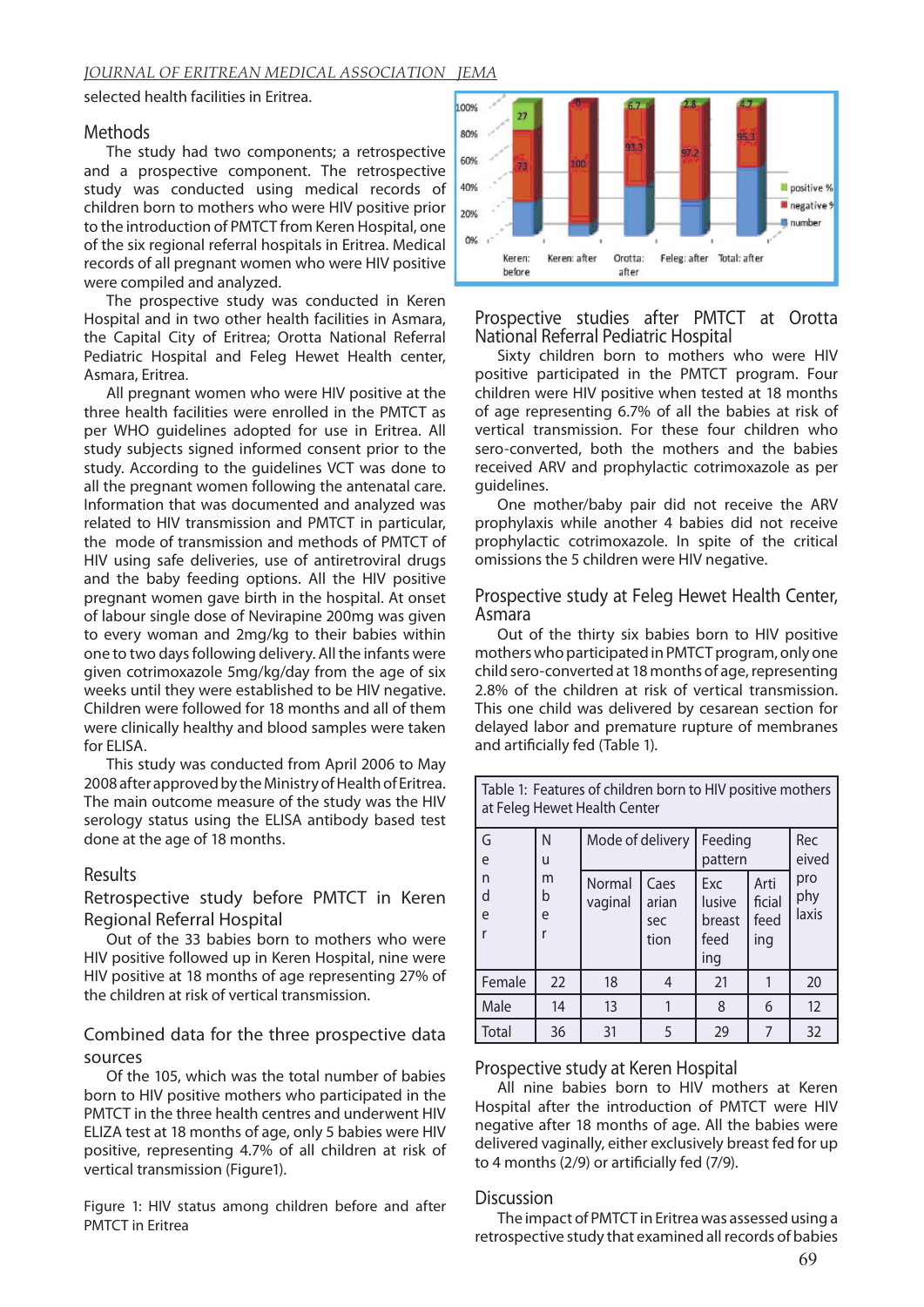selected health facilities in Eritrea.

## Methods

The study had two components; a retrospective and a prospective component. The retrospective study was conducted using medical records of children born to mothers who were HIV positive prior to the introduction of PMTCT from Keren Hospital, one of the six regional referral hospitals in Eritrea. Medical records of all pregnant women who were HIV positive were compiled and analyzed.

The prospective study was conducted in Keren Hospital and in two other health facilities in Asmara, the Capital City of Eritrea; Orotta National Referral Pediatric Hospital and Feleg Hewet Health center, Asmara, Eritrea.

All pregnant women who were HIV positive at the three health facilities were enrolled in the PMTCT as per WHO guidelines adopted for use in Eritrea. All study subjects signed informed consent prior to the study. According to the guidelines VCT was done to all the pregnant women following the antenatal care. Information that was documented and analyzed was related to HIV transmission and PMTCT in particular, the mode of transmission and methods of PMTCT of HIV using safe deliveries, use of antiretroviral drugs and the baby feeding options. All the HIV positive pregnant women gave birth in the hospital. At onset of labour single dose of Nevirapine 200mg was given to every woman and 2mg/kg to their babies within one to two days following delivery. All the infants were given cotrimoxazole 5mg/kg/day from the age of six weeks until they were established to be HIV negative. Children were followed for 18 months and all of them were clinically healthy and blood samples were taken for ELISA.

This study was conducted from April 2006 to May 2008 after approved by the Ministry of Health of Eritrea. The main outcome measure of the study was the HIV serology status using the ELISA antibody based test done at the age of 18 months.

## Results

### Retrospective study before PMTCT in Keren Regional Referral Hospital

Out of the 33 babies born to mothers who were HIV positive followed up in Keren Hospital, nine were HIV positive at 18 months of age representing 27% of the children at risk of vertical transmission.

### Combined data for the three prospective data sources

Of the 105, which was the total number of babies born to HIV positive mothers who participated in the PMTCT in the three health centres and underwent HIV ELIZA test at 18 months of age, only 5 babies were HIV positive, representing 4.7% of all children at risk of vertical transmission (Figure1).

Figure 1: HIV status among children before and after PMTCT in Eritrea

### Prospective studies after PMTCT at Orotta National Referral Pediatric Hospital

Sixty children born to mothers who were HIV positive participated in the PMTCT program. Four children were HIV positive when tested at 18 months of age representing 6.7% of all the babies at risk of vertical transmission. For these four children who sero-converted, both the mothers and the babies received ARV and prophylactic cotrimoxazole as per guidelines.

One mother/baby pair did not receive the ARV prophylaxis while another 4 babies did not receive prophylactic cotrimoxazole. In spite of the critical omissions the 5 children were HIV negative.

### Prospective study at Feleg Hewet Health Center, Asmara

Out of the thirty six babies born to HIV positive mothers who participated in PMTCT program, only one child sero-converted at 18 months of age, representing 2.8% of the children at risk of vertical transmission. This one child was delivered by cesarean section for delayed labor and premature rupture of membranes and artificially fed (Table 1).

Table 1: Features of children born to HIV positive mothers at Feleg Hewet Health Center

| Gender | Number | Mode of delivery | | Feeding pattern | | Received prophylaxis |
|---|---|---|---|---|---|---|
| | | Normal vaginal | Caesarian section | Exclusive breast feeding | Artificial feeding | |
| Female | 22 | 18 | 4 | 21 | 1 | 20 |
| Male | 14 | 13 | 1 | 8 | 6 | 12 |
| Total | 36 | 31 | 5 | 29 | 7 | 32 |

### Prospective study at Keren Hospital

All nine babies born to HIV mothers at Keren Hospital after the introduction of PMTCT were HIV negative after 18 months of age. All the babies were delivered vaginally, either exclusively breast fed for up to 4 months (2/9) or artificially fed (7/9).

## Discussion

The impact of PMTCT in Eritrea was assessed using a retrospective study that examined all records of babies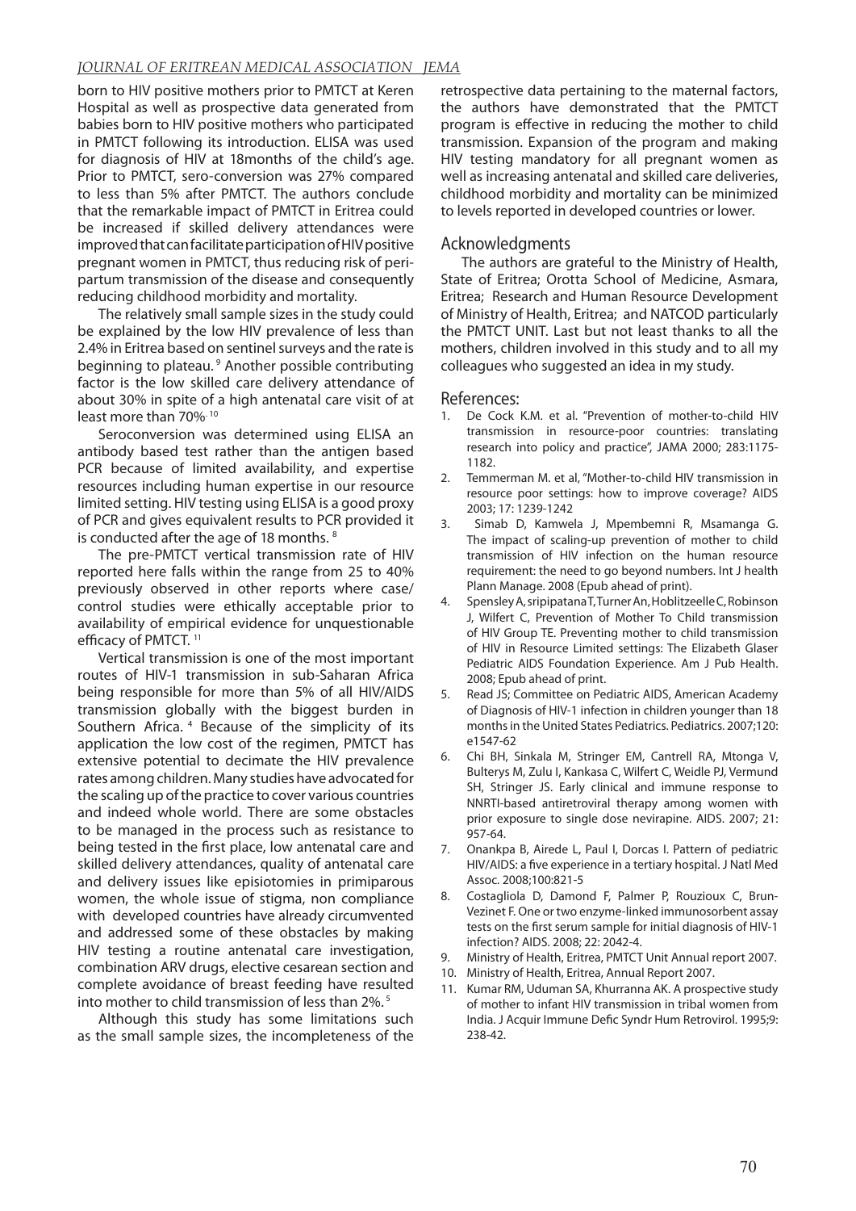born to HIV positive mothers prior to PMTCT at Keren Hospital as well as prospective data generated from babies born to HIV positive mothers who participated in PMTCT following its introduction. ELISA was used for diagnosis of HIV at 18months of the child's age. Prior to PMTCT, sero-conversion was 27% compared to less than 5% after PMTCT. The authors conclude that the remarkable impact of PMTCT in Eritrea could be increased if skilled delivery attendances were improved that can facilitate participation of HIV positive pregnant women in PMTCT, thus reducing risk of peri-partum transmission of the disease and consequently reducing childhood morbidity and mortality.

The relatively small sample sizes in the study could be explained by the low HIV prevalence of less than 2.4% in Eritrea based on sentinel surveys and the rate is beginning to plateau. [9] Another possible contributing factor is the low skilled care delivery attendance of about 30% in spite of a high antenatal care visit of at least more than 70% [10]

Seroconversion was determined using ELISA an antibody based test rather than the antigen based PCR because of limited availability, and expertise resources including human expertise in our resource limited setting. HIV testing using ELISA is a good proxy of PCR and gives equivalent results to PCR provided it is conducted after the age of 18 months. [8]

The pre-PMTCT vertical transmission rate of HIV reported here falls within the range from 25 to 40% previously observed in other reports where case/control studies were ethically acceptable prior to availability of empirical evidence for unquestionable efficacy of PMTCT. [11]

Vertical transmission is one of the most important routes of HIV-1 transmission in sub-Saharan Africa being responsible for more than 5% of all HIV/AIDS transmission globally with the biggest burden in Southern Africa. [4] Because of the simplicity of its application the low cost of the regimen, PMTCT has extensive potential to decimate the HIV prevalence rates among children. Many studies have advocated for the scaling up of the practice to cover various countries and indeed whole world. There are some obstacles to be managed in the process such as resistance to being tested in the first place, low antenatal care and skilled delivery attendances, quality of antenatal care and delivery issues like episiotomies in primiparous women, the whole issue of stigma, non compliance with developed countries have already circumvented and addressed some of these obstacles by making HIV testing a routine antenatal care investigation, combination ARV drugs, elective cesarean section and complete avoidance of breast feeding have resulted into mother to child transmission of less than 2%. [5]

Although this study has some limitations such as the small sample sizes, the incompleteness of the retrospective data pertaining to the maternal factors, the authors have demonstrated that the PMTCT program is effective in reducing the mother to child transmission. Expansion of the program and making HIV testing mandatory for all pregnant women as well as increasing antenatal and skilled care deliveries, childhood morbidity and mortality can be minimized to levels reported in developed countries or lower.

## Acknowledgments

The authors are grateful to the Ministry of Health, State of Eritrea; Orotta School of Medicine, Asmara, Eritrea; Research and Human Resource Development of Ministry of Health, Eritrea; and NATCOD particularly the PMTCT UNIT. Last but not least thanks to all the mothers, children involved in this study and to all my colleagues who suggested an idea in my study.

## References:

1. De Cock K.M. et al. "Prevention of mother-to-child HIV transmission in resource-poor countries: translating research into policy and practice", JAMA 2000; 283:1175-1182.
2. Temmerman M. et al, "Mother-to-child HIV transmission in resource poor settings: how to improve coverage? AIDS 2003; 17: 1239-1242
3. Simab D, Kamwela J, Mpembemni R, Msamanga G. The impact of scaling-up prevention of mother to child transmission of HIV infection on the human resource requirement: the need to go beyond numbers. Int J health Plann Manage. 2008 (Epub ahead of print).
4. Spensley A, sripipatana T, Turner An, Hoblitzeelle C, Robinson J, Wilfert C, Prevention of Mother To Child transmission of HIV Group TE. Preventing mother to child transmission of HIV in Resource Limited settings: The Elizabeth Glaser Pediatric AIDS Foundation Experience. Am J Pub Health. 2008; Epub ahead of print.
5. Read JS; Committee on Pediatric AIDS, American Academy of Diagnosis of HIV-1 infection in children younger than 18 months in the United States Pediatrics. Pediatrics. 2007;120: e1547-62
6. Chi BH, Sinkala M, Stringer EM, Cantrell RA, Mtonga V, Bulterys M, Zulu I, Kankasa C, Wilfert C, Weidle PJ, Vermund SH, Stringer JS. Early clinical and immune response to NNRTI-based antiretroviral therapy among women with prior exposure to single dose nevirapine. AIDS. 2007; 21: 957-64.
7. Onankpa B, Airede L, Paul I, Dorcas I. Pattern of pediatric HIV/AIDS: a five experience in a tertiary hospital. J Natl Med Assoc. 2008;100:821-5
8. Costagliola D, Damond F, Palmer P, Rouzioux C, Brun-Vezinet F. One or two enzyme-linked immunosorbent assay tests on the first serum sample for initial diagnosis of HIV-1 infection? AIDS. 2008; 22: 2042-4.
9. Ministry of Health, Eritrea, PMTCT Unit Annual report 2007.
10. Ministry of Health, Eritrea, Annual Report 2007.
11. Kumar RM, Uduman SA, Khurranna AK. A prospective study of mother to infant HIV transmission in tribal women from India. J Acquir Immune Defic Syndr Hum Retrovirol. 1995;9: 238-42.